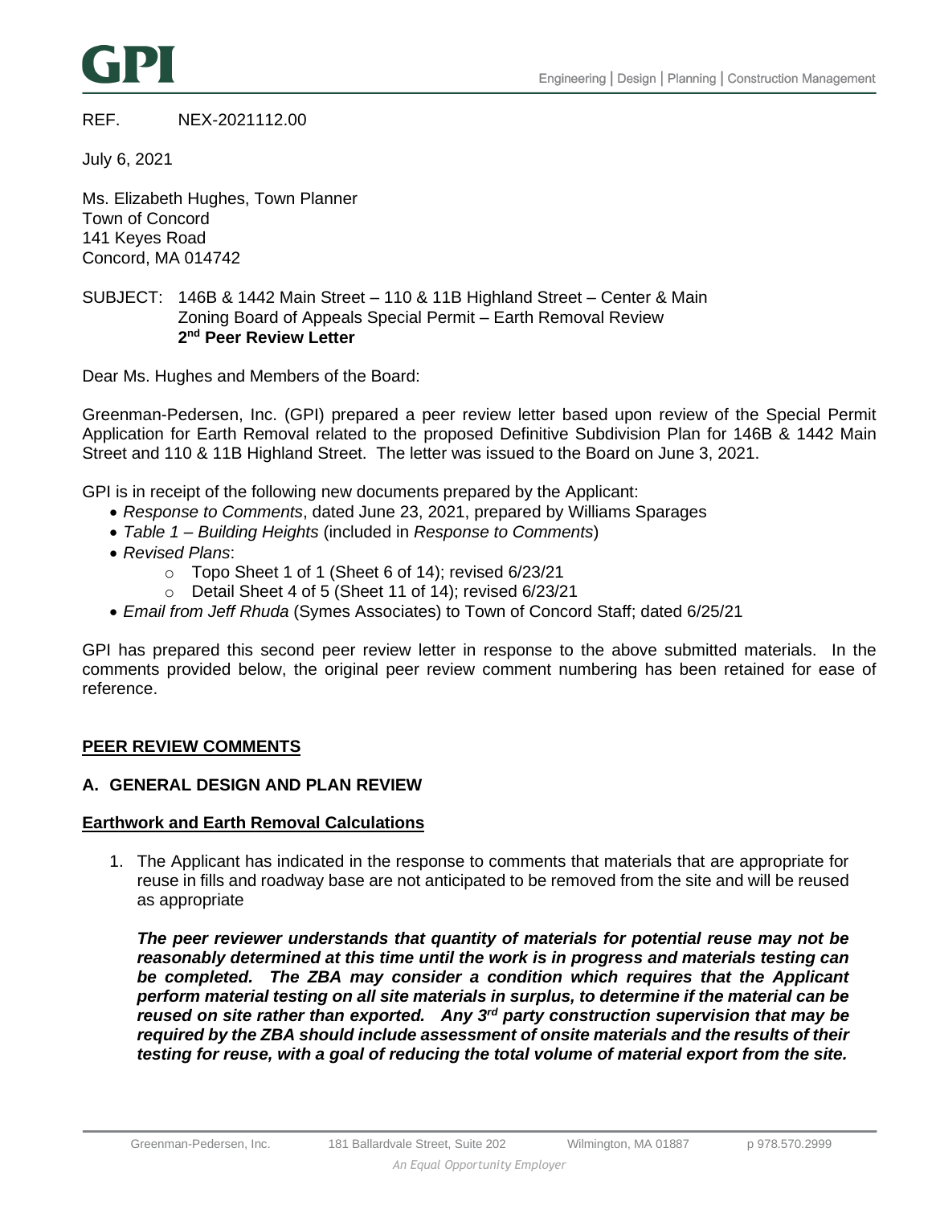GPI

Engineering | Design | Planning | Construction Management

REF. NEX-2021112.00

July 6, 2021

Ms. Elizabeth Hughes, Town Planner
Town of Concord
141 Keyes Road
Concord, MA 014742

SUBJECT: 146B & 1442 Main Street – 110 & 11B Highland Street – Center & Main
Zoning Board of Appeals Special Permit – Earth Removal Review
**2nd Peer Review Letter**

Dear Ms. Hughes and Members of the Board:

Greenman-Pedersen, Inc. (GPI) prepared a peer review letter based upon review of the Special Permit Application for Earth Removal related to the proposed Definitive Subdivision Plan for 146B & 1442 Main Street and 110 & 11B Highland Street. The letter was issued to the Board on June 3, 2021.

GPI is in receipt of the following new documents prepared by the Applicant:

- *Response to Comments*, dated June 23, 2021, prepared by Williams Sparages
- *Table 1 – Building Heights* (included in *Response to Comments*)
- *Revised Plans*:
  - Topo Sheet 1 of 1 (Sheet 6 of 14); revised 6/23/21
  - Detail Sheet 4 of 5 (Sheet 11 of 14); revised 6/23/21
- *Email from Jeff Rhuda* (Symes Associates) to Town of Concord Staff; dated 6/25/21

GPI has prepared this second peer review letter in response to the above submitted materials. In the comments provided below, the original peer review comment numbering has been retained for ease of reference.

## PEER REVIEW COMMENTS

### A. GENERAL DESIGN AND PLAN REVIEW

#### Earthwork and Earth Removal Calculations

1. The Applicant has indicated in the response to comments that materials that are appropriate for reuse in fills and roadway base are not anticipated to be removed from the site and will be reused as appropriate

   ***The peer reviewer understands that quantity of materials for potential reuse may not be reasonably determined at this time until the work is in progress and materials testing can be completed. The ZBA may consider a condition which requires that the Applicant perform material testing on all site materials in surplus, to determine if the material can be reused on site rather than exported. Any 3rd party construction supervision that may be required by the ZBA should include assessment of onsite materials and the results of their testing for reuse, with a goal of reducing the total volume of material export from the site.***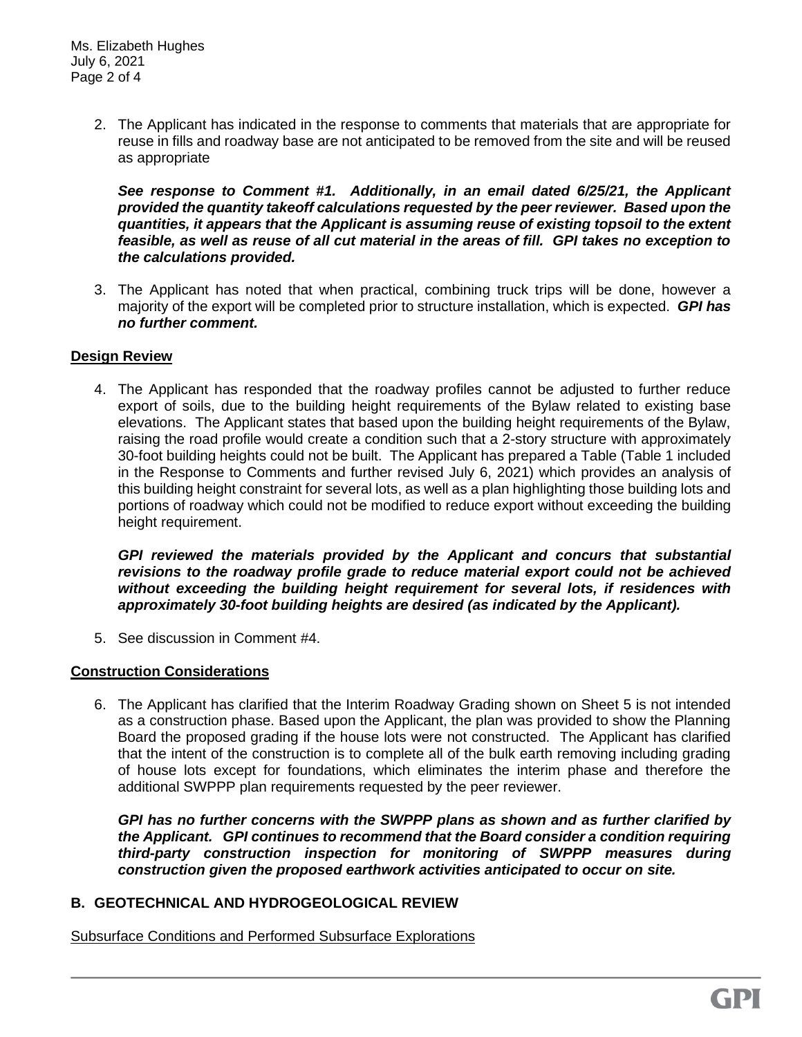2. The Applicant has indicated in the response to comments that materials that are appropriate for reuse in fills and roadway base are not anticipated to be removed from the site and will be reused as appropriate

   ***See response to Comment #1. Additionally, in an email dated 6/25/21, the Applicant provided the quantity takeoff calculations requested by the peer reviewer. Based upon the quantities, it appears that the Applicant is assuming reuse of existing topsoil to the extent feasible, as well as reuse of all cut material in the areas of fill. GPI takes no exception to the calculations provided.***

3. The Applicant has noted that when practical, combining truck trips will be done, however a majority of the export will be completed prior to structure installation, which is expected. ***GPI has no further comment.***

**Design Review**

4. The Applicant has responded that the roadway profiles cannot be adjusted to further reduce export of soils, due to the building height requirements of the Bylaw related to existing base elevations. The Applicant states that based upon the building height requirements of the Bylaw, raising the road profile would create a condition such that a 2-story structure with approximately 30-foot building heights could not be built. The Applicant has prepared a Table (Table 1 included in the Response to Comments and further revised July 6, 2021) which provides an analysis of this building height constraint for several lots, as well as a plan highlighting those building lots and portions of roadway which could not be modified to reduce export without exceeding the building height requirement.

   ***GPI reviewed the materials provided by the Applicant and concurs that substantial revisions to the roadway profile grade to reduce material export could not be achieved without exceeding the building height requirement for several lots, if residences with approximately 30-foot building heights are desired (as indicated by the Applicant).***

5. See discussion in Comment #4.

**Construction Considerations**

6. The Applicant has clarified that the Interim Roadway Grading shown on Sheet 5 is not intended as a construction phase. Based upon the Applicant, the plan was provided to show the Planning Board the proposed grading if the house lots were not constructed. The Applicant has clarified that the intent of the construction is to complete all of the bulk earth removing including grading of house lots except for foundations, which eliminates the interim phase and therefore the additional SWPPP plan requirements requested by the peer reviewer.

   ***GPI has no further concerns with the SWPPP plans as shown and as further clarified by the Applicant. GPI continues to recommend that the Board consider a condition requiring third-party construction inspection for monitoring of SWPPP measures during construction given the proposed earthwork activities anticipated to occur on site.***

## B. GEOTECHNICAL AND HYDROGEOLOGICAL REVIEW

Subsurface Conditions and Performed Subsurface Explorations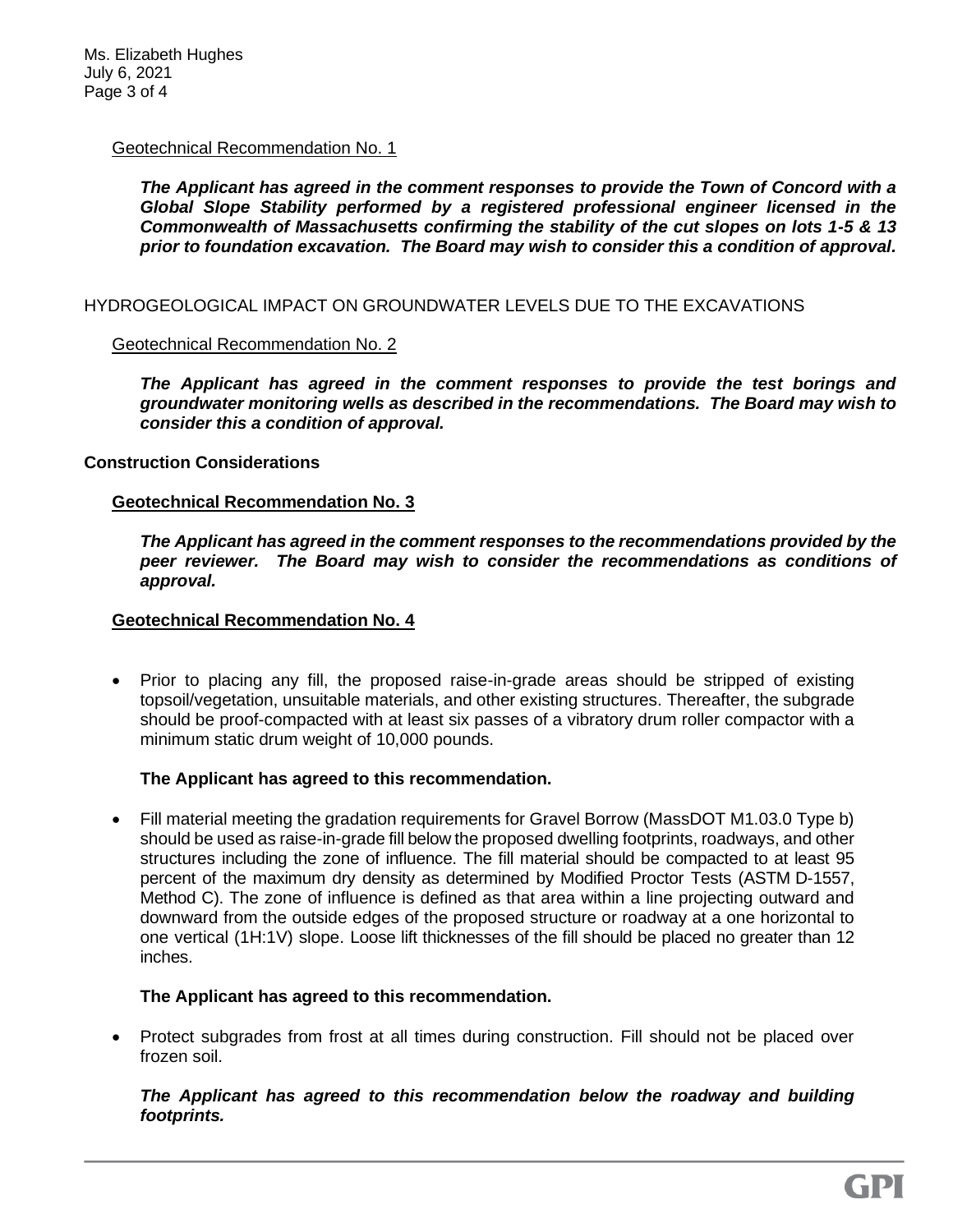Geotechnical Recommendation No. 1

***The Applicant has agreed in the comment responses to provide the Town of Concord with a Global Slope Stability performed by a registered professional engineer licensed in the Commonwealth of Massachusetts confirming the stability of the cut slopes on lots 1-5 & 13 prior to foundation excavation. The Board may wish to consider this a condition of approval.***

HYDROGEOLOGICAL IMPACT ON GROUNDWATER LEVELS DUE TO THE EXCAVATIONS

Geotechnical Recommendation No. 2

***The Applicant has agreed in the comment responses to provide the test borings and groundwater monitoring wells as described in the recommendations. The Board may wish to consider this a condition of approval.***

**Construction Considerations**

**Geotechnical Recommendation No. 3**

***The Applicant has agreed in the comment responses to the recommendations provided by the peer reviewer. The Board may wish to consider the recommendations as conditions of approval.***

**Geotechnical Recommendation No. 4**

- Prior to placing any fill, the proposed raise-in-grade areas should be stripped of existing topsoil/vegetation, unsuitable materials, and other existing structures. Thereafter, the subgrade should be proof-compacted with at least six passes of a vibratory drum roller compactor with a minimum static drum weight of 10,000 pounds.

  **The Applicant has agreed to this recommendation.**

- Fill material meeting the gradation requirements for Gravel Borrow (MassDOT M1.03.0 Type b) should be used as raise-in-grade fill below the proposed dwelling footprints, roadways, and other structures including the zone of influence. The fill material should be compacted to at least 95 percent of the maximum dry density as determined by Modified Proctor Tests (ASTM D-1557, Method C). The zone of influence is defined as that area within a line projecting outward and downward from the outside edges of the proposed structure or roadway at a one horizontal to one vertical (1H:1V) slope. Loose lift thicknesses of the fill should be placed no greater than 12 inches.

  **The Applicant has agreed to this recommendation.**

- Protect subgrades from frost at all times during construction. Fill should not be placed over frozen soil.

  ***The Applicant has agreed to this recommendation below the roadway and building footprints.***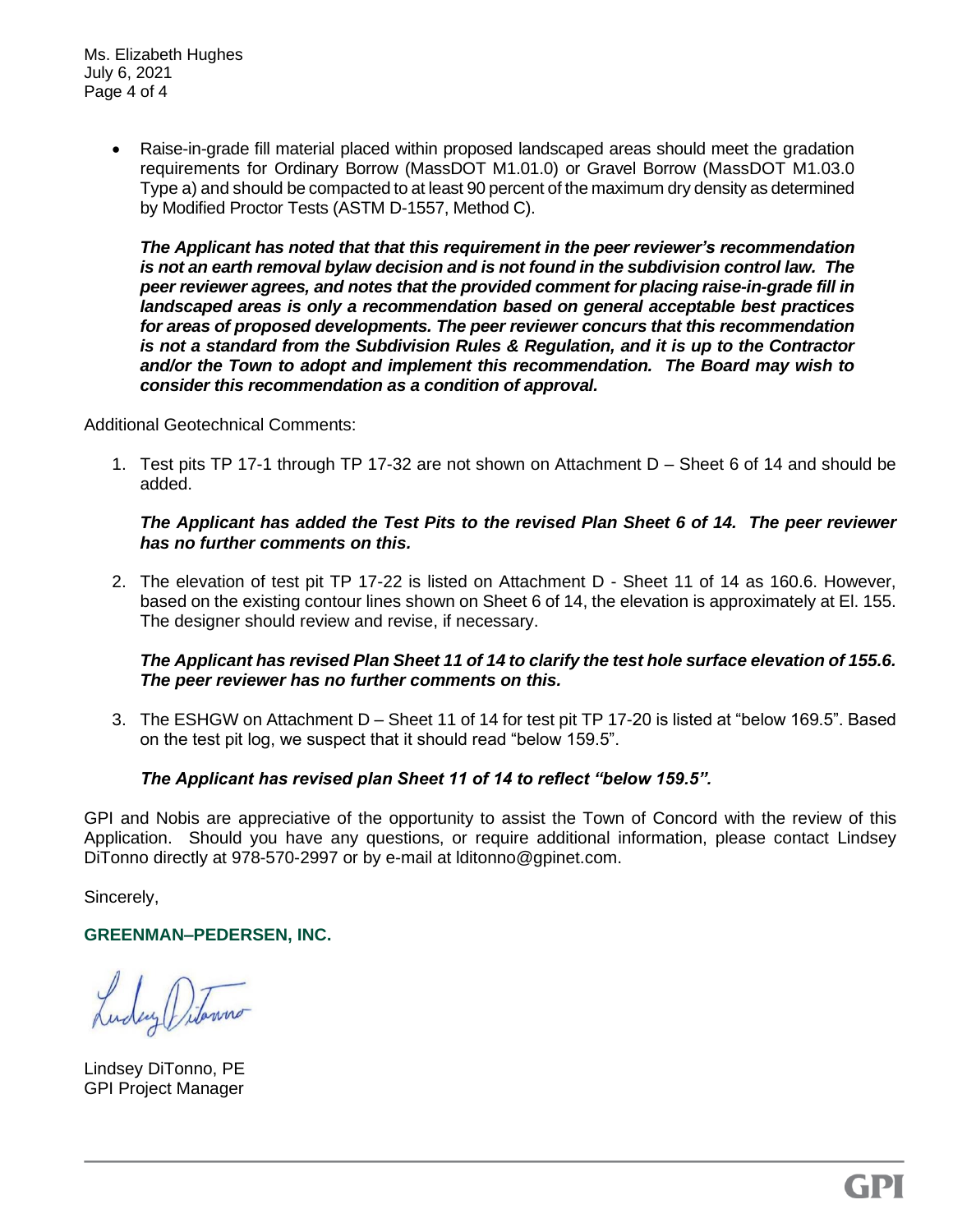- Raise-in-grade fill material placed within proposed landscaped areas should meet the gradation requirements for Ordinary Borrow (MassDOT M1.01.0) or Gravel Borrow (MassDOT M1.03.0 Type a) and should be compacted to at least 90 percent of the maximum dry density as determined by Modified Proctor Tests (ASTM D-1557, Method C).

  ***The Applicant has noted that that this requirement in the peer reviewer's recommendation is not an earth removal bylaw decision and is not found in the subdivision control law. The peer reviewer agrees, and notes that the provided comment for placing raise-in-grade fill in landscaped areas is only a recommendation based on general acceptable best practices for areas of proposed developments. The peer reviewer concurs that this recommendation is not a standard from the Subdivision Rules & Regulation, and it is up to the Contractor and/or the Town to adopt and implement this recommendation. The Board may wish to consider this recommendation as a condition of approval.***

Additional Geotechnical Comments:

1. Test pits TP 17-1 through TP 17-32 are not shown on Attachment D – Sheet 6 of 14 and should be added.

   ***The Applicant has added the Test Pits to the revised Plan Sheet 6 of 14. The peer reviewer has no further comments on this.***

2. The elevation of test pit TP 17-22 is listed on Attachment D - Sheet 11 of 14 as 160.6. However, based on the existing contour lines shown on Sheet 6 of 14, the elevation is approximately at El. 155. The designer should review and revise, if necessary.

   ***The Applicant has revised Plan Sheet 11 of 14 to clarify the test hole surface elevation of 155.6. The peer reviewer has no further comments on this.***

3. The ESHGW on Attachment D – Sheet 11 of 14 for test pit TP 17-20 is listed at "below 169.5". Based on the test pit log, we suspect that it should read "below 159.5".

   ***The Applicant has revised plan Sheet 11 of 14 to reflect "below 159.5".***

GPI and Nobis are appreciative of the opportunity to assist the Town of Concord with the review of this Application. Should you have any questions, or require additional information, please contact Lindsey DiTonno directly at 978-570-2997 or by e-mail at lditonno@gpinet.com.

Sincerely,

**GREENMAN–PEDERSEN, INC.**

Lindsey DiTonno, PE
GPI Project Manager